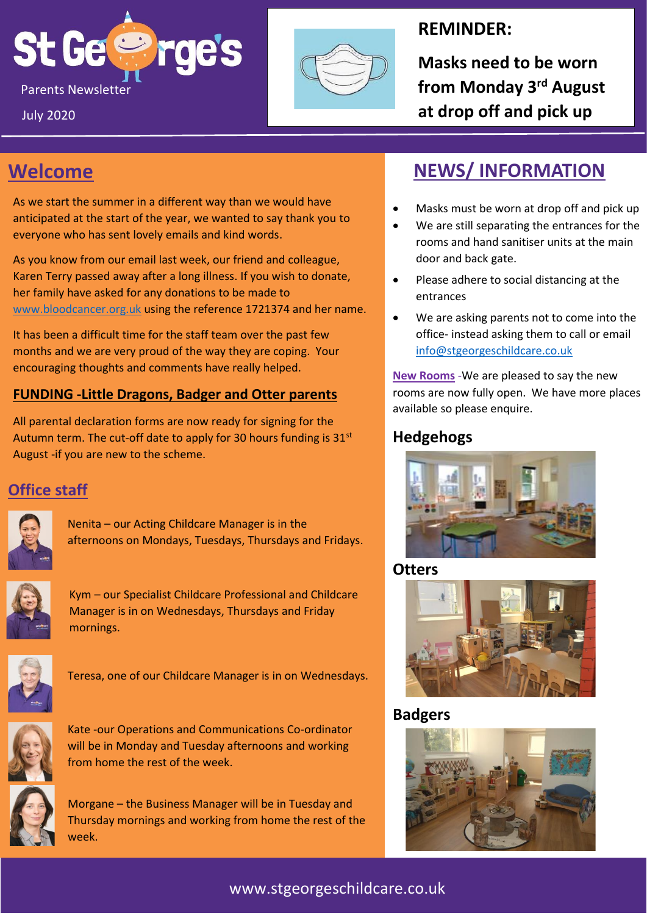# St George's

Parents Newsletter

July 2020

**REMINDER:**

**Masks need to be worn from Monday 3rd August at drop off and pick up**

## Welcome

As we start the summer in a different way than we would have anticipated at the start of the year, we wanted to say thank you to everyone who has sent lovely emails and kind words.

As you know from our email last week, our friend and colleague, Karen Terry passed away after a long illness. If you wish to donate, her family have asked for any donations to be made to www.bloodcancer.org.uk using the reference 1721374 and her name.

It has been a difficult time for the staff team over the past few months and we are very proud of the way they are coping. Your encouraging thoughts and comments have really helped.

### FUNDING -Little Dragons, Badger and Otter parents

All parental declaration forms are now ready for signing for the Autumn term. The cut-off date to apply for 30 hours funding is 31st August -if you are new to the scheme.

## Office staff

Nenita – our Acting Childcare Manager is in the afternoons on Mondays, Tuesdays, Thursdays and Fridays.

Kym – our Specialist Childcare Professional and Childcare Manager is in on Wednesdays, Thursdays and Friday mornings.

Teresa, one of our Childcare Manager is in on Wednesdays.

Kate -our Operations and Communications Co-ordinator will be in Monday and Tuesday afternoons and working from home the rest of the week.

Morgane – the Business Manager will be in Tuesday and Thursday mornings and working from home the rest of the week.

## NEWS/ INFORMATION

- Masks must be worn at drop off and pick up
- We are still separating the entrances for the rooms and hand sanitiser units at the main door and back gate.
- Please adhere to social distancing at the entrances
- We are asking parents not to come into the office- instead asking them to call or email info@stgeorgeschildcare.co.uk

New Rooms -We are pleased to say the new rooms are now fully open. We have more places available so please enquire.

### Hedgehogs

### Otters

### Badgers

www.stgeorgeschildcare.co.uk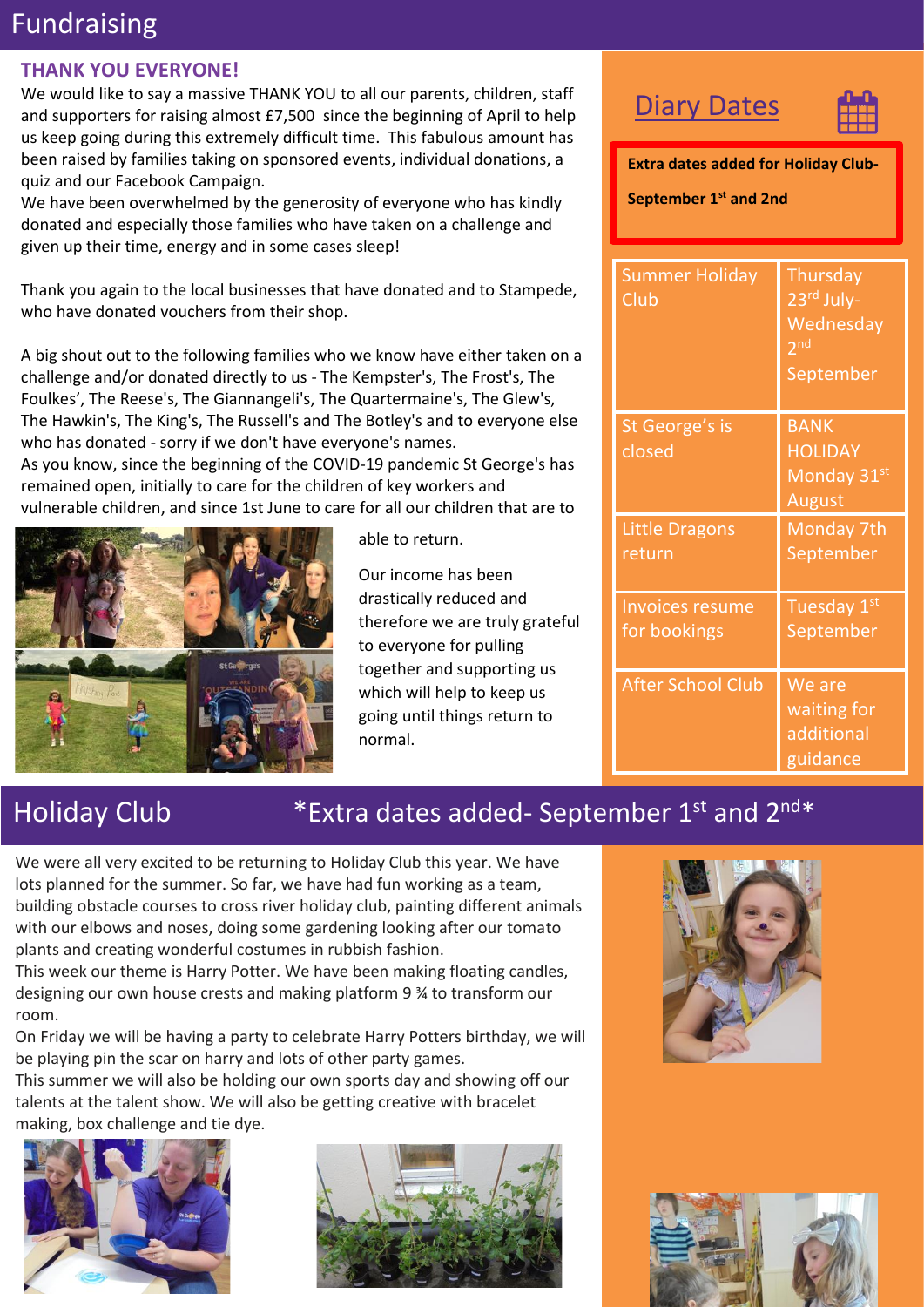# Fundraising

**THANK YOU EVERYONE!**

We would like to say a massive THANK YOU to all our parents, children, staff and supporters for raising almost £7,500 since the beginning of April to help us keep going during this extremely difficult time. This fabulous amount has been raised by families taking on sponsored events, individual donations, a quiz and our Facebook Campaign.

We have been overwhelmed by the generosity of everyone who has kindly donated and especially those families who have taken on a challenge and given up their time, energy and in some cases sleep!

Thank you again to the local businesses that have donated and to Stampede, who have donated vouchers from their shop.

A big shout out to the following families who we know have either taken on a challenge and/or donated directly to us - The Kempster's, The Frost's, The Foulkes', The Reese's, The Giannangeli's, The Quartermaine's, The Glew's, The Hawkin's, The King's, The Russell's and The Botley's and to everyone else who has donated - sorry if we don't have everyone's names.

As you know, since the beginning of the COVID-19 pandemic St George's has remained open, initially to care for the children of key workers and vulnerable children, and since 1st June to care for all our children that are to able to return.

Our income has been drastically reduced and therefore we are truly grateful to everyone for pulling together and supporting us which will help to keep us going until things return to normal.

## Diary Dates

**Extra dates added for Holiday Club- September 1st and 2nd**

| | |
|---|---|
| Summer Holiday Club | Thursday 23rd July- Wednesday 2nd September |
| St George's is closed | BANK HOLIDAY Monday 31st August |
| Little Dragons return | Monday 7th September |
| Invoices resume for bookings | Tuesday 1st September |
| After School Club | We are waiting for additional guidance |

# Holiday Club *Extra dates added- September 1st and 2nd*

We were all very excited to be returning to Holiday Club this year. We have lots planned for the summer. So far, we have had fun working as a team, building obstacle courses to cross river holiday club, painting different animals with our elbows and noses, doing some gardening looking after our tomato plants and creating wonderful costumes in rubbish fashion.

This week our theme is Harry Potter. We have been making floating candles, designing our own house crests and making platform 9 ¾ to transform our room.

On Friday we will be having a party to celebrate Harry Potters birthday, we will be playing pin the scar on harry and lots of other party games.

This summer we will also be holding our own sports day and showing off our talents at the talent show. We will also be getting creative with bracelet making, box challenge and tie dye.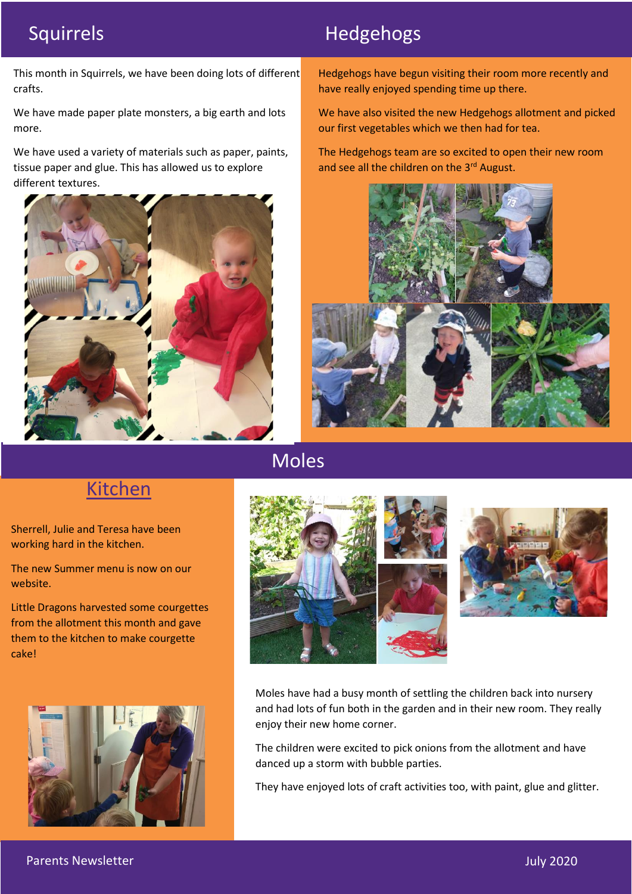## Squirrels

This month in Squirrels, we have been doing lots of different crafts.

We have made paper plate monsters, a big earth and lots more.

We have used a variety of materials such as paper, paints, tissue paper and glue. This has allowed us to explore different textures.

## Hedgehogs

Hedgehogs have begun visiting their room more recently and have really enjoyed spending time up there.

We have also visited the new Hedgehogs allotment and picked our first vegetables which we then had for tea.

The Hedgehogs team are so excited to open their new room and see all the children on the 3rd August.

## Kitchen

Sherrell, Julie and Teresa have been working hard in the kitchen.

The new Summer menu is now on our website.

Little Dragons harvested some courgettes from the allotment this month and gave them to the kitchen to make courgette cake!

## Moles

Moles have had a busy month of settling the children back into nursery and had lots of fun both in the garden and in their new room. They really enjoy their new home corner.

The children were excited to pick onions from the allotment and have danced up a storm with bubble parties.

They have enjoyed lots of craft activities too, with paint, glue and glitter.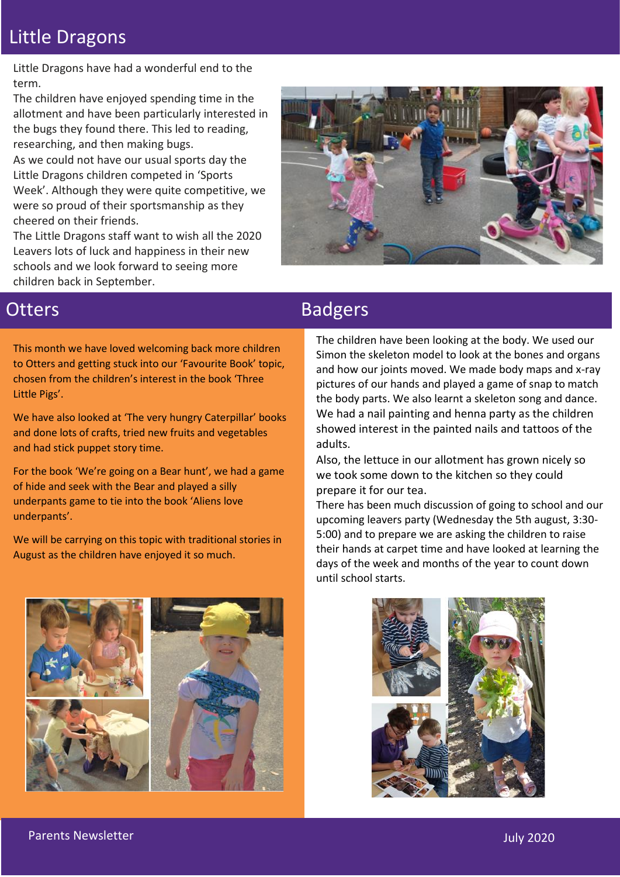## Little Dragons

Little Dragons have had a wonderful end to the term.

The children have enjoyed spending time in the allotment and have been particularly interested in the bugs they found there. This led to reading, researching, and then making bugs.

As we could not have our usual sports day the Little Dragons children competed in 'Sports Week'. Although they were quite competitive, we were so proud of their sportsmanship as they cheered on their friends.

The Little Dragons staff want to wish all the 2020 Leavers lots of luck and happiness in their new schools and we look forward to seeing more children back in September.

## Otters

This month we have loved welcoming back more children to Otters and getting stuck into our 'Favourite Book' topic, chosen from the children's interest in the book 'Three Little Pigs'.

We have also looked at 'The very hungry Caterpillar' books and done lots of crafts, tried new fruits and vegetables and had stick puppet story time.

For the book 'We're going on a Bear hunt', we had a game of hide and seek with the Bear and played a silly underpants game to tie into the book 'Aliens love underpants'.

We will be carrying on this topic with traditional stories in August as the children have enjoyed it so much.

## Badgers

The children have been looking at the body. We used our Simon the skeleton model to look at the bones and organs and how our joints moved. We made body maps and x-ray pictures of our hands and played a game of snap to match the body parts. We also learnt a skeleton song and dance. We had a nail painting and henna party as the children showed interest in the painted nails and tattoos of the adults.

Also, the lettuce in our allotment has grown nicely so we took some down to the kitchen so they could prepare it for our tea.

There has been much discussion of going to school and our upcoming leavers party (Wednesday the 5th august, 3:30-5:00) and to prepare we are asking the children to raise their hands at carpet time and have looked at learning the days of the week and months of the year to count down until school starts.